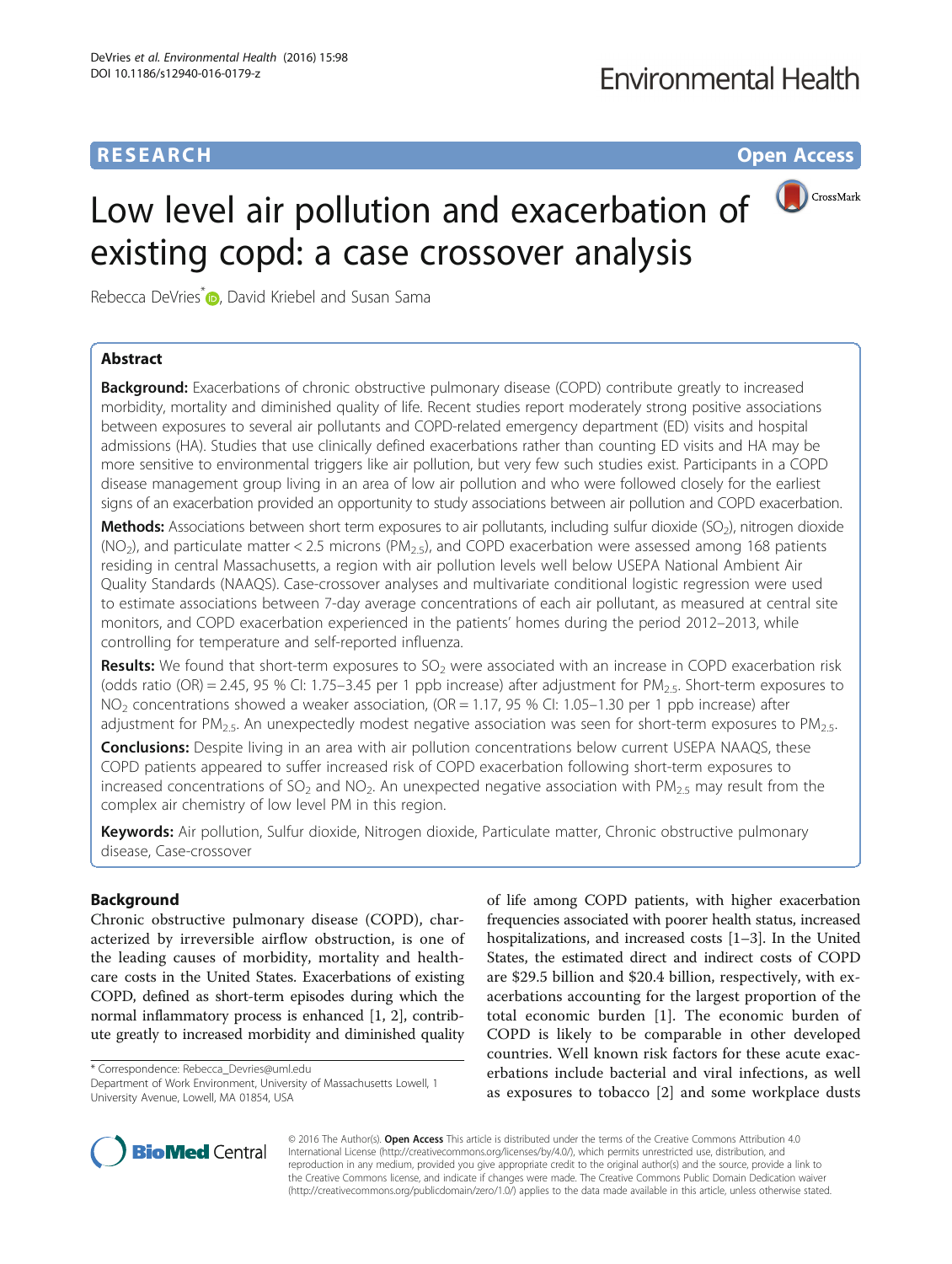RESEARCH Open Access

# Low level air pollution and exacerbation of existing copd: a case crossover analysis

Rebecca DeVries*, David Kriebel and Susan Sama

## Abstract

**Background:** Exacerbations of chronic obstructive pulmonary disease (COPD) contribute greatly to increased morbidity, mortality and diminished quality of life. Recent studies report moderately strong positive associations between exposures to several air pollutants and COPD-related emergency department (ED) visits and hospital admissions (HA). Studies that use clinically defined exacerbations rather than counting ED visits and HA may be more sensitive to environmental triggers like air pollution, but very few such studies exist. Participants in a COPD disease management group living in an area of low air pollution and who were followed closely for the earliest signs of an exacerbation provided an opportunity to study associations between air pollution and COPD exacerbation.

**Methods:** Associations between short term exposures to air pollutants, including sulfur dioxide ($SO_2$), nitrogen dioxide ($NO_2$), and particulate matter < 2.5 microns ($PM_{2.5}$), and COPD exacerbation were assessed among 168 patients residing in central Massachusetts, a region with air pollution levels well below USEPA National Ambient Air Quality Standards (NAAQS). Case-crossover analyses and multivariate conditional logistic regression were used to estimate associations between 7-day average concentrations of each air pollutant, as measured at central site monitors, and COPD exacerbation experienced in the patients' homes during the period 2012–2013, while controlling for temperature and self-reported influenza.

**Results:** We found that short-term exposures to $SO_2$ were associated with an increase in COPD exacerbation risk (odds ratio (OR) = 2.45, 95 % CI: 1.75–3.45 per 1 ppb increase) after adjustment for $PM_{2.5}$. Short-term exposures to $NO_2$ concentrations showed a weaker association, (OR = 1.17, 95 % CI: 1.05–1.30 per 1 ppb increase) after adjustment for $PM_{2.5}$. An unexpectedly modest negative association was seen for short-term exposures to $PM_{2.5}$.

**Conclusions:** Despite living in an area with air pollution concentrations below current USEPA NAAQS, these COPD patients appeared to suffer increased risk of COPD exacerbation following short-term exposures to increased concentrations of $SO_2$ and $NO_2$. An unexpected negative association with $PM_{2.5}$ may result from the complex air chemistry of low level PM in this region.

**Keywords:** Air pollution, Sulfur dioxide, Nitrogen dioxide, Particulate matter, Chronic obstructive pulmonary disease, Case-crossover

## Background

Chronic obstructive pulmonary disease (COPD), characterized by irreversible airflow obstruction, is one of the leading causes of morbidity, mortality and healthcare costs in the United States. Exacerbations of existing COPD, defined as short-term episodes during which the normal inflammatory process is enhanced [1, 2], contribute greatly to increased morbidity and diminished quality of life among COPD patients, with higher exacerbation frequencies associated with poorer health status, increased hospitalizations, and increased costs [1–3]. In the United States, the estimated direct and indirect costs of COPD are $29.5 billion and $20.4 billion, respectively, with exacerbations accounting for the largest proportion of the total economic burden [1]. The economic burden of COPD is likely to be comparable in other developed countries. Well known risk factors for these acute exacerbations include bacterial and viral infections, as well as exposures to tobacco [2] and some workplace dusts

* Correspondence: Rebecca_Devries@uml.edu
Department of Work Environment, University of Massachusetts Lowell, 1 University Avenue, Lowell, MA 01854, USA

© 2016 The Author(s). **Open Access** This article is distributed under the terms of the Creative Commons Attribution 4.0 International License (http://creativecommons.org/licenses/by/4.0/), which permits unrestricted use, distribution, and reproduction in any medium, provided you give appropriate credit to the original author(s) and the source, provide a link to the Creative Commons license, and indicate if changes were made. The Creative Commons Public Domain Dedication waiver (http://creativecommons.org/publicdomain/zero/1.0/) applies to the data made available in this article, unless otherwise stated.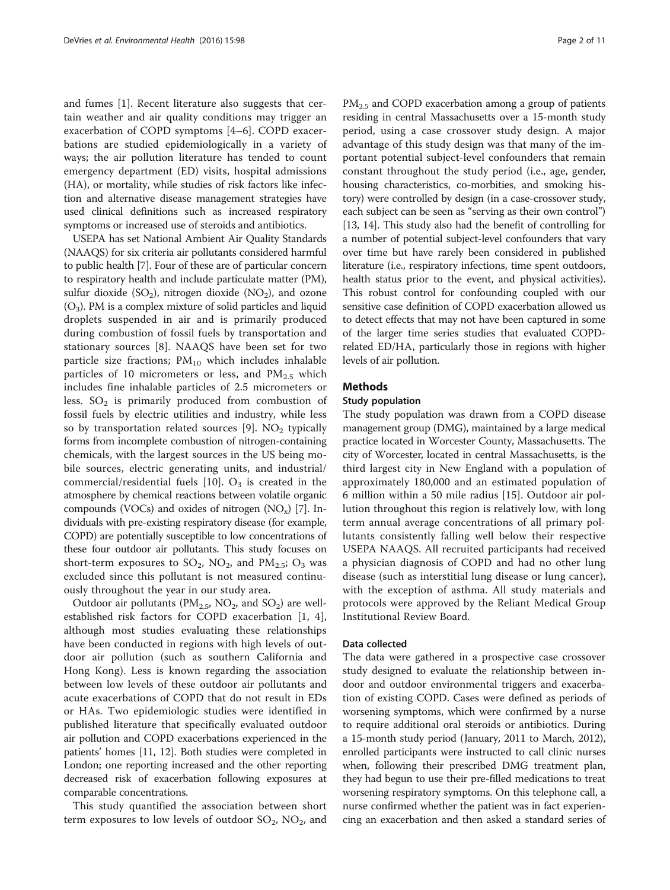and fumes [1]. Recent literature also suggests that certain weather and air quality conditions may trigger an exacerbation of COPD symptoms [4–6]. COPD exacerbations are studied epidemiologically in a variety of ways; the air pollution literature has tended to count emergency department (ED) visits, hospital admissions (HA), or mortality, while studies of risk factors like infection and alternative disease management strategies have used clinical definitions such as increased respiratory symptoms or increased use of steroids and antibiotics.

USEPA has set National Ambient Air Quality Standards (NAAQS) for six criteria air pollutants considered harmful to public health [7]. Four of these are of particular concern to respiratory health and include particulate matter (PM), sulfur dioxide ($SO_2$), nitrogen dioxide ($NO_2$), and ozone ($O_3$). PM is a complex mixture of solid particles and liquid droplets suspended in air and is primarily produced during combustion of fossil fuels by transportation and stationary sources [8]. NAAQS have been set for two particle size fractions; $PM_{10}$ which includes inhalable particles of 10 micrometers or less, and $PM_{2.5}$ which includes fine inhalable particles of 2.5 micrometers or less. $SO_2$ is primarily produced from combustion of fossil fuels by electric utilities and industry, while less so by transportation related sources [9]. $NO_2$ typically forms from incomplete combustion of nitrogen-containing chemicals, with the largest sources in the US being mobile sources, electric generating units, and industrial/commercial/residential fuels [10]. $O_3$ is created in the atmosphere by chemical reactions between volatile organic compounds (VOCs) and oxides of nitrogen ($NO_x$) [7]. Individuals with pre-existing respiratory disease (for example, COPD) are potentially susceptible to low concentrations of these four outdoor air pollutants. This study focuses on short-term exposures to $SO_2$, $NO_2$, and $PM_{2.5}$; $O_3$ was excluded since this pollutant is not measured continuously throughout the year in our study area.

Outdoor air pollutants ($PM_{2.5}$, $NO_2$, and $SO_2$) are well-established risk factors for COPD exacerbation [1, 4], although most studies evaluating these relationships have been conducted in regions with high levels of outdoor air pollution (such as southern California and Hong Kong). Less is known regarding the association between low levels of these outdoor air pollutants and acute exacerbations of COPD that do not result in EDs or HAs. Two epidemiologic studies were identified in published literature that specifically evaluated outdoor air pollution and COPD exacerbations experienced in the patients' homes [11, 12]. Both studies were completed in London; one reporting increased and the other reporting decreased risk of exacerbation following exposures at comparable concentrations.

This study quantified the association between short term exposures to low levels of outdoor $SO_2$, $NO_2$, and $PM_{2.5}$ and COPD exacerbation among a group of patients residing in central Massachusetts over a 15-month study period, using a case crossover study design. A major advantage of this study design was that many of the important potential subject-level confounders that remain constant throughout the study period (i.e., age, gender, housing characteristics, co-morbities, and smoking history) were controlled by design (in a case-crossover study, each subject can be seen as "serving as their own control") [13, 14]. This study also had the benefit of controlling for a number of potential subject-level confounders that vary over time but have rarely been considered in published literature (i.e., respiratory infections, time spent outdoors, health status prior to the event, and physical activities). This robust control for confounding coupled with our sensitive case definition of COPD exacerbation allowed us to detect effects that may not have been captured in some of the larger time series studies that evaluated COPD-related ED/HA, particularly those in regions with higher levels of air pollution.

## Methods

### Study population

The study population was drawn from a COPD disease management group (DMG), maintained by a large medical practice located in Worcester County, Massachusetts. The city of Worcester, located in central Massachusetts, is the third largest city in New England with a population of approximately 180,000 and an estimated population of 6 million within a 50 mile radius [15]. Outdoor air pollution throughout this region is relatively low, with long term annual average concentrations of all primary pollutants consistently falling well below their respective USEPA NAAQS. All recruited participants had received a physician diagnosis of COPD and had no other lung disease (such as interstitial lung disease or lung cancer), with the exception of asthma. All study materials and protocols were approved by the Reliant Medical Group Institutional Review Board.

### Data collected

The data were gathered in a prospective case crossover study designed to evaluate the relationship between indoor and outdoor environmental triggers and exacerbation of existing COPD. Cases were defined as periods of worsening symptoms, which were confirmed by a nurse to require additional oral steroids or antibiotics. During a 15-month study period (January, 2011 to March, 2012), enrolled participants were instructed to call clinic nurses when, following their prescribed DMG treatment plan, they had begun to use their pre-filled medications to treat worsening respiratory symptoms. On this telephone call, a nurse confirmed whether the patient was in fact experiencing an exacerbation and then asked a standard series of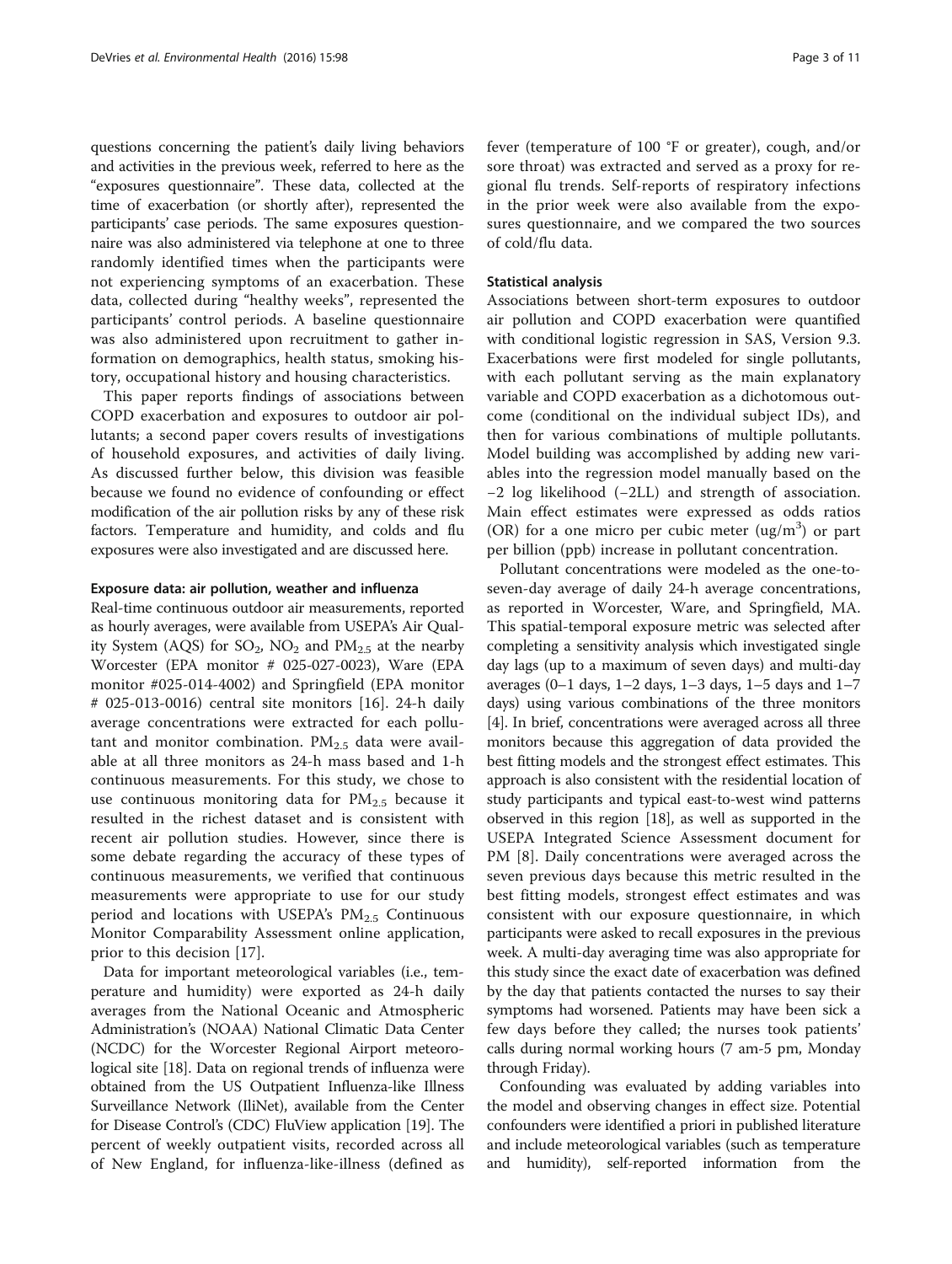questions concerning the patient's daily living behaviors and activities in the previous week, referred to here as the "exposures questionnaire". These data, collected at the time of exacerbation (or shortly after), represented the participants' case periods. The same exposures questionnaire was also administered via telephone at one to three randomly identified times when the participants were not experiencing symptoms of an exacerbation. These data, collected during "healthy weeks", represented the participants' control periods. A baseline questionnaire was also administered upon recruitment to gather information on demographics, health status, smoking history, occupational history and housing characteristics.

This paper reports findings of associations between COPD exacerbation and exposures to outdoor air pollutants; a second paper covers results of investigations of household exposures, and activities of daily living. As discussed further below, this division was feasible because we found no evidence of confounding or effect modification of the air pollution risks by any of these risk factors. Temperature and humidity, and colds and flu exposures were also investigated and are discussed here.

#### Exposure data: air pollution, weather and influenza

Real-time continuous outdoor air measurements, reported as hourly averages, were available from USEPA's Air Quality System (AQS) for $SO_2$, $NO_2$ and $PM_{2.5}$ at the nearby Worcester (EPA monitor # 025-027-0023), Ware (EPA monitor #025-014-4002) and Springfield (EPA monitor # 025-013-0016) central site monitors [16]. 24-h daily average concentrations were extracted for each pollutant and monitor combination. $PM_{2.5}$ data were available at all three monitors as 24-h mass based and 1-h continuous measurements. For this study, we chose to use continuous monitoring data for $PM_{2.5}$ because it resulted in the richest dataset and is consistent with recent air pollution studies. However, since there is some debate regarding the accuracy of these types of continuous measurements, we verified that continuous measurements were appropriate to use for our study period and locations with USEPA's $PM_{2.5}$ Continuous Monitor Comparability Assessment online application, prior to this decision [17].

Data for important meteorological variables (i.e., temperature and humidity) were exported as 24-h daily averages from the National Oceanic and Atmospheric Administration's (NOAA) National Climatic Data Center (NCDC) for the Worcester Regional Airport meteorological site [18]. Data on regional trends of influenza were obtained from the US Outpatient Influenza-like Illness Surveillance Network (IliNet), available from the Center for Disease Control's (CDC) FluView application [19]. The percent of weekly outpatient visits, recorded across all of New England, for influenza-like-illness (defined as fever (temperature of 100 °F or greater), cough, and/or sore throat) was extracted and served as a proxy for regional flu trends. Self-reports of respiratory infections in the prior week were also available from the exposures questionnaire, and we compared the two sources of cold/flu data.

#### Statistical analysis

Associations between short-term exposures to outdoor air pollution and COPD exacerbation were quantified with conditional logistic regression in SAS, Version 9.3. Exacerbations were first modeled for single pollutants, with each pollutant serving as the main explanatory variable and COPD exacerbation as a dichotomous outcome (conditional on the individual subject IDs), and then for various combinations of multiple pollutants. Model building was accomplished by adding new variables into the regression model manually based on the −2 log likelihood (−2LL) and strength of association. Main effect estimates were expressed as odds ratios (OR) for a one micro per cubic meter ($ug/m^3$) or part per billion (ppb) increase in pollutant concentration.

Pollutant concentrations were modeled as the one-to-seven-day average of daily 24-h average concentrations, as reported in Worcester, Ware, and Springfield, MA. This spatial-temporal exposure metric was selected after completing a sensitivity analysis which investigated single day lags (up to a maximum of seven days) and multi-day averages (0–1 days, 1–2 days, 1–3 days, 1–5 days and 1–7 days) using various combinations of the three monitors [4]. In brief, concentrations were averaged across all three monitors because this aggregation of data provided the best fitting models and the strongest effect estimates. This approach is also consistent with the residential location of study participants and typical east-to-west wind patterns observed in this region [18], as well as supported in the USEPA Integrated Science Assessment document for PM [8]. Daily concentrations were averaged across the seven previous days because this metric resulted in the best fitting models, strongest effect estimates and was consistent with our exposure questionnaire, in which participants were asked to recall exposures in the previous week. A multi-day averaging time was also appropriate for this study since the exact date of exacerbation was defined by the day that patients contacted the nurses to say their symptoms had worsened. Patients may have been sick a few days before they called; the nurses took patients' calls during normal working hours (7 am-5 pm, Monday through Friday).

Confounding was evaluated by adding variables into the model and observing changes in effect size. Potential confounders were identified a priori in published literature and include meteorological variables (such as temperature and humidity), self-reported information from the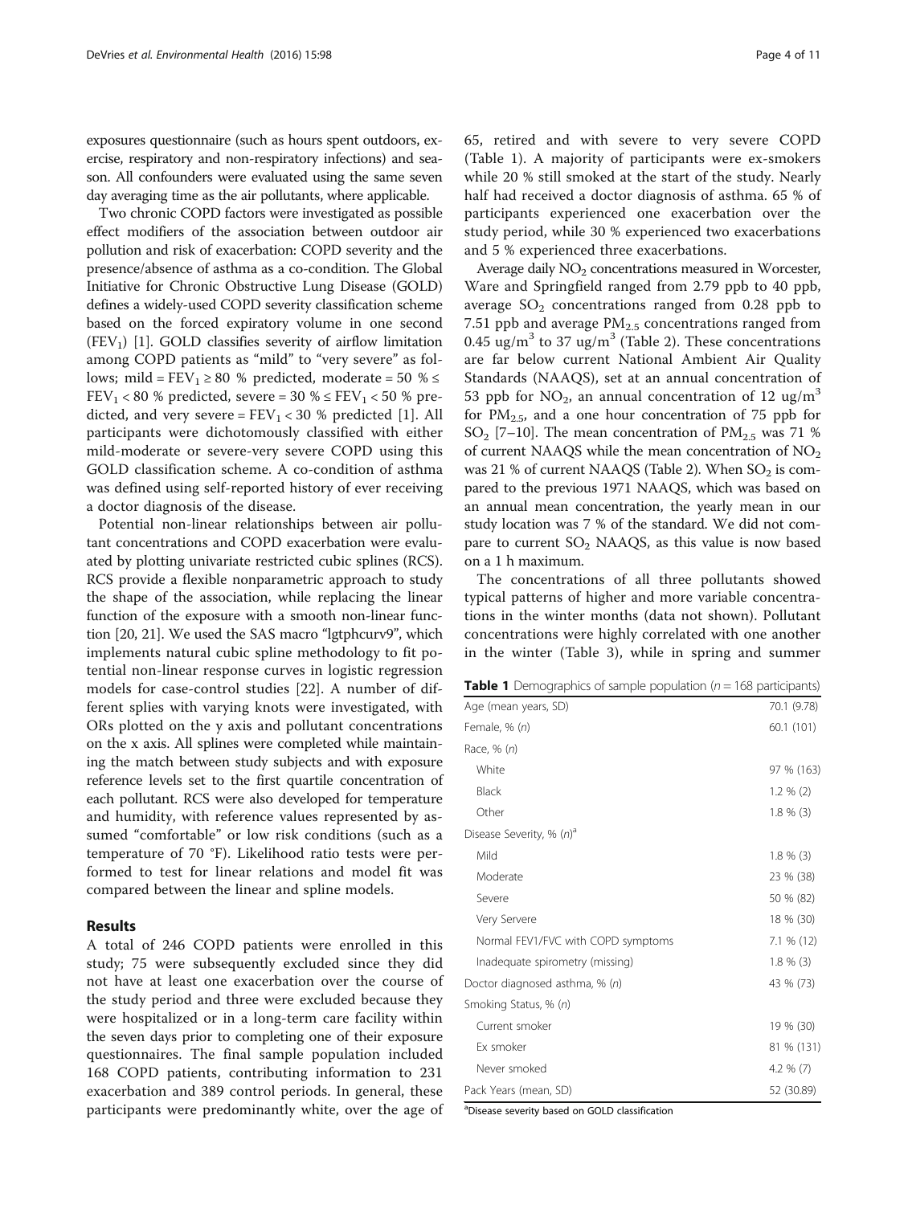exposures questionnaire (such as hours spent outdoors, exercise, respiratory and non-respiratory infections) and season. All confounders were evaluated using the same seven day averaging time as the air pollutants, where applicable.

Two chronic COPD factors were investigated as possible effect modifiers of the association between outdoor air pollution and risk of exacerbation: COPD severity and the presence/absence of asthma as a co-condition. The Global Initiative for Chronic Obstructive Lung Disease (GOLD) defines a widely-used COPD severity classification scheme based on the forced expiratory volume in one second ($FEV_1$) [1]. GOLD classifies severity of airflow limitation among COPD patients as "mild" to "very severe" as follows; mild = $FEV_1 \geq 80$ % predicted, moderate = 50 % $\leq FEV_1 < 80$ % predicted, severe = 30 % $\leq FEV_1 < 50$ % predicted, and very severe = $FEV_1 < 30$ % predicted [1]. All participants were dichotomously classified with either mild-moderate or severe-very severe COPD using this GOLD classification scheme. A co-condition of asthma was defined using self-reported history of ever receiving a doctor diagnosis of the disease.

Potential non-linear relationships between air pollutant concentrations and COPD exacerbation were evaluated by plotting univariate restricted cubic splines (RCS). RCS provide a flexible nonparametric approach to study the shape of the association, while replacing the linear function of the exposure with a smooth non-linear function [20, 21]. We used the SAS macro "lgtphcurv9", which implements natural cubic spline methodology to fit potential non-linear response curves in logistic regression models for case-control studies [22]. A number of different splies with varying knots were investigated, with ORs plotted on the y axis and pollutant concentrations on the x axis. All splines were completed while maintaining the match between study subjects and with exposure reference levels set to the first quartile concentration of each pollutant. RCS were also developed for temperature and humidity, with reference values represented by assumed "comfortable" or low risk conditions (such as a temperature of 70 °F). Likelihood ratio tests were performed to test for linear relations and model fit was compared between the linear and spline models.

## Results

A total of 246 COPD patients were enrolled in this study; 75 were subsequently excluded since they did not have at least one exacerbation over the course of the study period and three were excluded because they were hospitalized or in a long-term care facility within the seven days prior to completing one of their exposure questionnaires. The final sample population included 168 COPD patients, contributing information to 231 exacerbation and 389 control periods. In general, these participants were predominantly white, over the age of 65, retired and with severe to very severe COPD (Table 1). A majority of participants were ex-smokers while 20 % still smoked at the start of the study. Nearly half had received a doctor diagnosis of asthma. 65 % of participants experienced one exacerbation over the study period, while 30 % experienced two exacerbations and 5 % experienced three exacerbations.

Average daily $NO_2$ concentrations measured in Worcester, Ware and Springfield ranged from 2.79 ppb to 40 ppb, average $SO_2$ concentrations ranged from 0.28 ppb to 7.51 ppb and average $PM_{2.5}$ concentrations ranged from 0.45 ug/m$^3$ to 37 ug/m$^3$ (Table 2). These concentrations are far below current National Ambient Air Quality Standards (NAAQS), set at an annual concentration of 53 ppb for $NO_2$, an annual concentration of 12 ug/m$^3$ for $PM_{2.5}$, and a one hour concentration of 75 ppb for $SO_2$ [7–10]. The mean concentration of $PM_{2.5}$ was 71 % of current NAAQS while the mean concentration of $NO_2$ was 21 % of current NAAQS (Table 2). When $SO_2$ is compared to the previous 1971 NAAQS, which was based on an annual mean concentration, the yearly mean in our study location was 7 % of the standard. We did not compare to current $SO_2$ NAAQS, as this value is now based on a 1 h maximum.

The concentrations of all three pollutants showed typical patterns of higher and more variable concentrations in the winter months (data not shown). Pollutant concentrations were highly correlated with one another in the winter (Table 3), while in spring and summer

**Table 1** Demographics of sample population (*n* = 168 participants)

| | |
|---|---|
| Age (mean years, SD) | 70.1 (9.78) |
| Female, % (*n*) | 60.1 (101) |
| Race, % (*n*) | |
| White | 97 % (163) |
| Black | 1.2 % (2) |
| Other | 1.8 % (3) |
| Disease Severity, % (*n*)[a] | |
| Mild | 1.8 % (3) |
| Moderate | 23 % (38) |
| Severe | 50 % (82) |
| Very Servere | 18 % (30) |
| Normal FEV1/FVC with COPD symptoms | 7.1 % (12) |
| Inadequate spirometry (missing) | 1.8 % (3) |
| Doctor diagnosed asthma, % (*n*) | 43 % (73) |
| Smoking Status, % (*n*) | |
| Current smoker | 19 % (30) |
| Ex smoker | 81 % (131) |
| Never smoked | 4.2 % (7) |
| Pack Years (mean, SD) | 52 (30.89) |

[a]Disease severity based on GOLD classification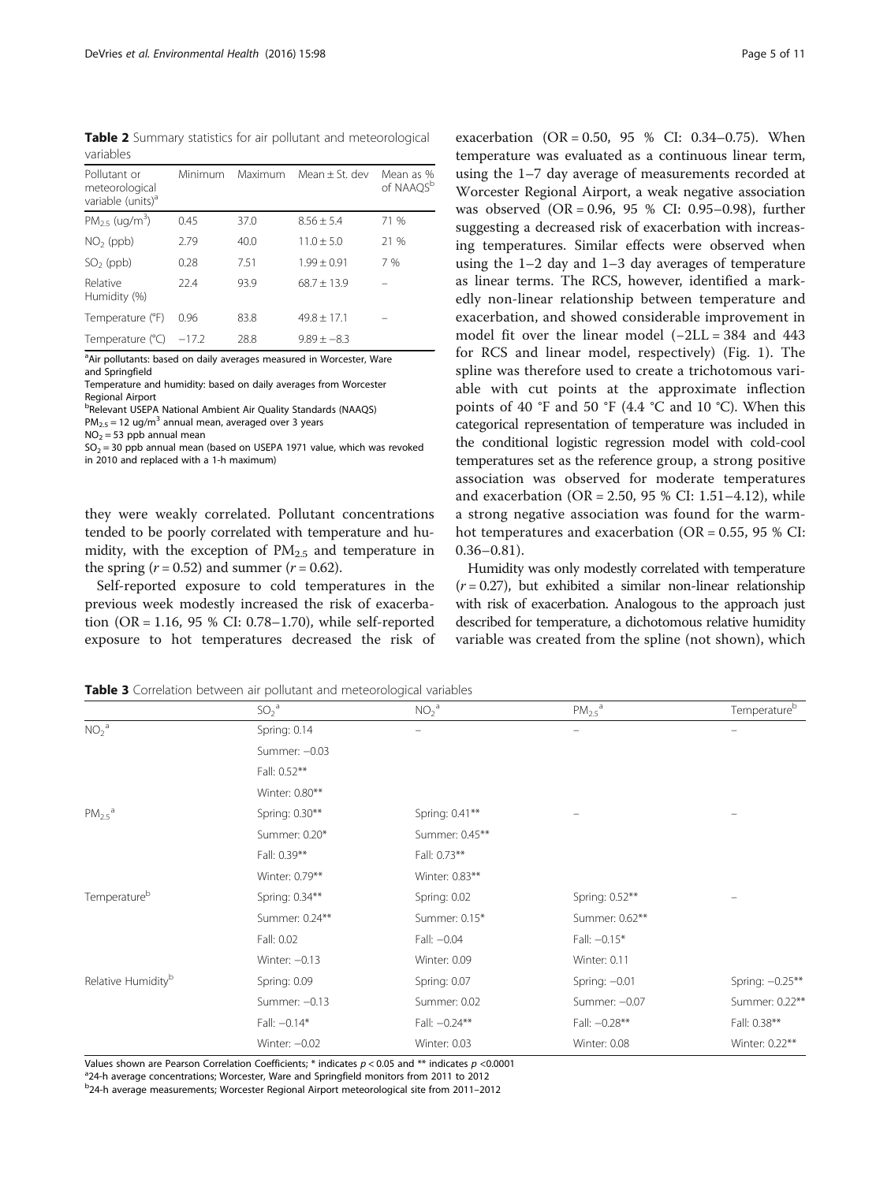**Table 2** Summary statistics for air pollutant and meteorological variables

| Pollutant or meteorological variable (units)[a] | Minimum | Maximum | Mean ± St. dev | Mean as % of NAAQS[b] |
|---|---|---|---|---|
| $PM_{2.5}$ (ug/m$^3$) | 0.45 | 37.0 | 8.56 ± 5.4 | 71 % |
| $NO_2$ (ppb) | 2.79 | 40.0 | 11.0 ± 5.0 | 21 % |
| $SO_2$ (ppb) | 0.28 | 7.51 | 1.99 ± 0.91 | 7 % |
| Relative Humidity (%) | 22.4 | 93.9 | 68.7 ± 13.9 | – |
| Temperature (°F) | 0.96 | 83.8 | 49.8 ± 17.1 | – |
| Temperature (°C) | −17.2 | 28.8 | 9.89 ± −8.3 | |

[a]Air pollutants: based on daily averages measured in Worcester, Ware and Springfield
Temperature and humidity: based on daily averages from Worcester Regional Airport
[b]Relevant USEPA National Ambient Air Quality Standards (NAAQS)
$PM_{2.5}$ = 12 ug/m$^3$ annual mean, averaged over 3 years
$NO_2$ = 53 ppb annual mean
$SO_2$ = 30 ppb annual mean (based on USEPA 1971 value, which was revoked in 2010 and replaced with a 1-h maximum)

they were weakly correlated. Pollutant concentrations tended to be poorly correlated with temperature and humidity, with the exception of $PM_{2.5}$ and temperature in the spring ($r = 0.52$) and summer ($r = 0.62$).

Self-reported exposure to cold temperatures in the previous week modestly increased the risk of exacerbation (OR = 1.16, 95 % CI: 0.78–1.70), while self-reported exposure to hot temperatures decreased the risk of exacerbation (OR = 0.50, 95 % CI: 0.34–0.75). When temperature was evaluated as a continuous linear term, using the 1–7 day average of measurements recorded at Worcester Regional Airport, a weak negative association was observed (OR = 0.96, 95 % CI: 0.95–0.98), further suggesting a decreased risk of exacerbation with increasing temperatures. Similar effects were observed when using the 1–2 day and 1–3 day averages of temperature as linear terms. The RCS, however, identified a markedly non-linear relationship between temperature and exacerbation, and showed considerable improvement in model fit over the linear model (−2LL = 384 and 443 for RCS and linear model, respectively) (Fig. 1). The spline was therefore used to create a trichotomous variable with cut points at the approximate inflection points of 40 °F and 50 °F (4.4 °C and 10 °C). When this categorical representation of temperature was included in the conditional logistic regression model with cold-cool temperatures set as the reference group, a strong positive association was observed for moderate temperatures and exacerbation (OR = 2.50, 95 % CI: 1.51–4.12), while a strong negative association was found for the warm-hot temperatures and exacerbation (OR = 0.55, 95 % CI: 0.36–0.81).

Humidity was only modestly correlated with temperature ($r = 0.27$), but exhibited a similar non-linear relationship with risk of exacerbation. Analogous to the approach just described for temperature, a dichotomous relative humidity variable was created from the spline (not shown), which

**Table 3** Correlation between air pollutant and meteorological variables

| | $SO_2$[a] | $NO_2$[a] | $PM_{2.5}$[a] | Temperature[b] |
|---|---|---|---|---|
| $NO_2$[a] | Spring: 0.14 | – | – | – |
| | Summer: −0.03 | | | |
| | Fall: 0.52** | | | |
| | Winter: 0.80** | | | |
| $PM_{2.5}$[a] | Spring: 0.30** | Spring: 0.41** | – | – |
| | Summer: 0.20* | Summer: 0.45** | | |
| | Fall: 0.39** | Fall: 0.73** | | |
| | Winter: 0.79** | Winter: 0.83** | | |
| Temperature[b] | Spring: 0.34** | Spring: 0.02 | Spring: 0.52** | – |
| | Summer: 0.24** | Summer: 0.15* | Summer: 0.62** | |
| | Fall: 0.02 | Fall: −0.04 | Fall: −0.15* | |
| | Winter: −0.13 | Winter: 0.09 | Winter: 0.11 | |
| Relative Humidity[b] | Spring: 0.09 | Spring: 0.07 | Spring: −0.01 | Spring: −0.25** |
| | Summer: −0.13 | Summer: 0.02 | Summer: −0.07 | Summer: 0.22** |
| | Fall: −0.14* | Fall: −0.24** | Fall: −0.28** | Fall: 0.38** |
| | Winter: −0.02 | Winter: 0.03 | Winter: 0.08 | Winter: 0.22** |

Values shown are Pearson Correlation Coefficients; * indicates $p < 0.05$ and ** indicates $p < 0.0001$
[a]24-h average concentrations; Worcester, Ware and Springfield monitors from 2011 to 2012
[b]24-h average measurements; Worcester Regional Airport meteorological site from 2011–2012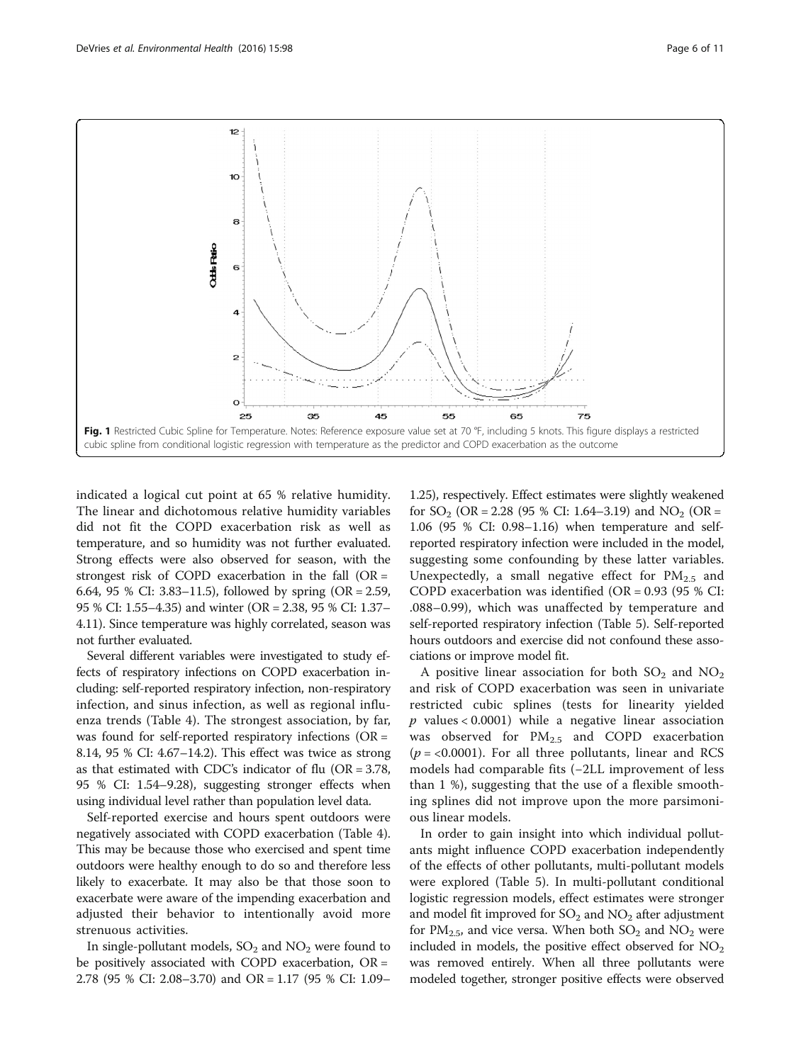**Fig. 1** Restricted Cubic Spline for Temperature. Notes: Reference exposure value set at 70 °F, including 5 knots. This figure displays a restricted cubic spline from conditional logistic regression with temperature as the predictor and COPD exacerbation as the outcome

indicated a logical cut point at 65 % relative humidity. The linear and dichotomous relative humidity variables did not fit the COPD exacerbation risk as well as temperature, and so humidity was not further evaluated. Strong effects were also observed for season, with the strongest risk of COPD exacerbation in the fall (OR = 6.64, 95 % CI: 3.83–11.5), followed by spring (OR = 2.59, 95 % CI: 1.55–4.35) and winter (OR = 2.38, 95 % CI: 1.37–4.11). Since temperature was highly correlated, season was not further evaluated.

Several different variables were investigated to study effects of respiratory infections on COPD exacerbation including: self-reported respiratory infection, non-respiratory infection, and sinus infection, as well as regional influenza trends (Table 4). The strongest association, by far, was found for self-reported respiratory infections (OR = 8.14, 95 % CI: 4.67–14.2). This effect was twice as strong as that estimated with CDC's indicator of flu (OR = 3.78, 95 % CI: 1.54–9.28), suggesting stronger effects when using individual level rather than population level data.

Self-reported exercise and hours spent outdoors were negatively associated with COPD exacerbation (Table 4). This may be because those who exercised and spent time outdoors were healthy enough to do so and therefore less likely to exacerbate. It may also be that those soon to exacerbate were aware of the impending exacerbation and adjusted their behavior to intentionally avoid more strenuous activities.

In single-pollutant models, $SO_2$ and $NO_2$ were found to be positively associated with COPD exacerbation, OR = 2.78 (95 % CI: 2.08–3.70) and OR = 1.17 (95 % CI: 1.09–1.25), respectively. Effect estimates were slightly weakened for $SO_2$ (OR = 2.28 (95 % CI: 1.64–3.19) and $NO_2$ (OR = 1.06 (95 % CI: 0.98–1.16) when temperature and self-reported respiratory infection were included in the model, suggesting some confounding by these latter variables. Unexpectedly, a small negative effect for $PM_{2.5}$ and COPD exacerbation was identified (OR = 0.93 (95 % CI: .088–0.99), which was unaffected by temperature and self-reported respiratory infection (Table 5). Self-reported hours outdoors and exercise did not confound these associations or improve model fit.

A positive linear association for both $SO_2$ and $NO_2$ and risk of COPD exacerbation was seen in univariate restricted cubic splines (tests for linearity yielded $p$ values < 0.0001) while a negative linear association was observed for $PM_{2.5}$ and COPD exacerbation ($p$ = <0.0001). For all three pollutants, linear and RCS models had comparable fits (−2LL improvement of less than 1 %), suggesting that the use of a flexible smoothing splines did not improve upon the more parsimonious linear models.

In order to gain insight into which individual pollutants might influence COPD exacerbation independently of the effects of other pollutants, multi-pollutant models were explored (Table 5). In multi-pollutant conditional logistic regression models, effect estimates were stronger and model fit improved for $SO_2$ and $NO_2$ after adjustment for $PM_{2.5}$, and vice versa. When both $SO_2$ and $NO_2$ were included in models, the positive effect observed for $NO_2$ was removed entirely. When all three pollutants were modeled together, stronger positive effects were observed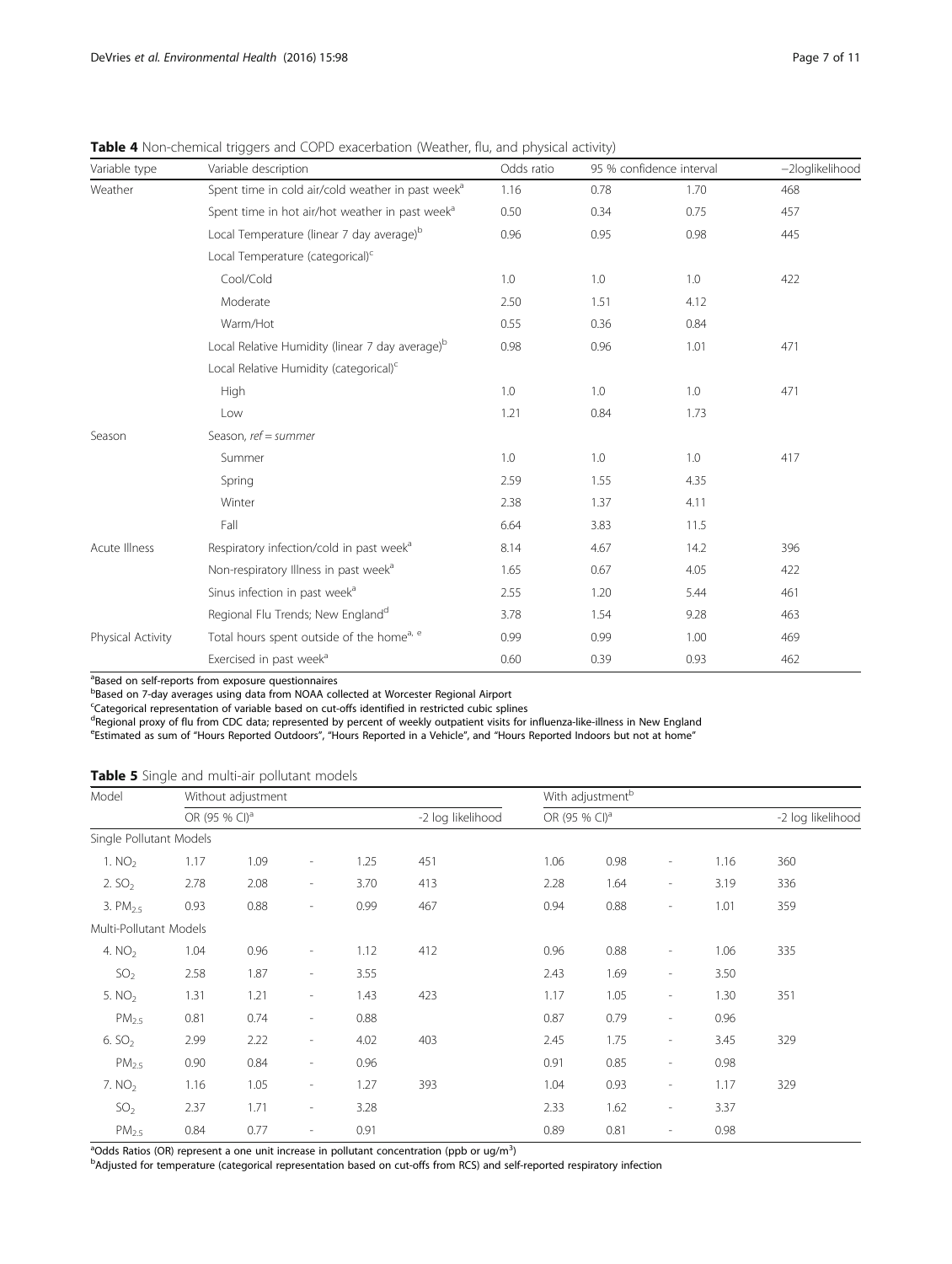**Table 4** Non-chemical triggers and COPD exacerbation (Weather, flu, and physical activity)

| Variable type | Variable description | Odds ratio | 95 % confidence interval | | −2loglikelihood |
|---|---|---|---|---|---|
| Weather | Spent time in cold air/cold weather in past week[a] | 1.16 | 0.78 | 1.70 | 468 |
| | Spent time in hot air/hot weather in past week[a] | 0.50 | 0.34 | 0.75 | 457 |
| | Local Temperature (linear 7 day average)[b] | 0.96 | 0.95 | 0.98 | 445 |
| | Local Temperature (categorical)[c] | | | | |
| | Cool/Cold | 1.0 | 1.0 | 1.0 | 422 |
| | Moderate | 2.50 | 1.51 | 4.12 | |
| | Warm/Hot | 0.55 | 0.36 | 0.84 | |
| | Local Relative Humidity (linear 7 day average)[b] | 0.98 | 0.96 | 1.01 | 471 |
| | Local Relative Humidity (categorical)[c] | | | | |
| | High | 1.0 | 1.0 | 1.0 | 471 |
| | Low | 1.21 | 0.84 | 1.73 | |
| Season | Season, *ref = summer* | | | | |
| | Summer | 1.0 | 1.0 | 1.0 | 417 |
| | Spring | 2.59 | 1.55 | 4.35 | |
| | Winter | 2.38 | 1.37 | 4.11 | |
| | Fall | 6.64 | 3.83 | 11.5 | |
| Acute Illness | Respiratory infection/cold in past week[a] | 8.14 | 4.67 | 14.2 | 396 |
| | Non-respiratory Illness in past week[a] | 1.65 | 0.67 | 4.05 | 422 |
| | Sinus infection in past week[a] | 2.55 | 1.20 | 5.44 | 461 |
| | Regional Flu Trends; New England[d] | 3.78 | 1.54 | 9.28 | 463 |
| Physical Activity | Total hours spent outside of the home[a, e] | 0.99 | 0.99 | 1.00 | 469 |
| | Exercised in past week[a] | 0.60 | 0.39 | 0.93 | 462 |

[a]Based on self-reports from exposure questionnaires
[b]Based on 7-day averages using data from NOAA collected at Worcester Regional Airport
[c]Categorical representation of variable based on cut-offs identified in restricted cubic splines
[d]Regional proxy of flu from CDC data; represented by percent of weekly outpatient visits for influenza-like-illness in New England
[e]Estimated as sum of "Hours Reported Outdoors", "Hours Reported in a Vehicle", and "Hours Reported Indoors but not at home"

**Table 5** Single and multi-air pollutant models

| Model | Without adjustment | | | | | With adjustment[b] | | | | |
|---|---|---|---|---|---|---|---|---|---|---|
| | OR (95 % CI)[a] | | | | -2 log likelihood | OR (95 % CI)[a] | | | | -2 log likelihood |
| Single Pollutant Models | | | | | | | | | | |
| 1. $NO_2$ | 1.17 | 1.09 | - | 1.25 | 451 | 1.06 | 0.98 | - | 1.16 | 360 |
| 2. $SO_2$ | 2.78 | 2.08 | - | 3.70 | 413 | 2.28 | 1.64 | - | 3.19 | 336 |
| 3. $PM_{2.5}$ | 0.93 | 0.88 | - | 0.99 | 467 | 0.94 | 0.88 | - | 1.01 | 359 |
| Multi-Pollutant Models | | | | | | | | | | |
| 4. $NO_2$ | 1.04 | 0.96 | - | 1.12 | 412 | 0.96 | 0.88 | - | 1.06 | 335 |
| $SO_2$ | 2.58 | 1.87 | - | 3.55 | | 2.43 | 1.69 | - | 3.50 | |
| 5. $NO_2$ | 1.31 | 1.21 | - | 1.43 | 423 | 1.17 | 1.05 | - | 1.30 | 351 |
| $PM_{2.5}$ | 0.81 | 0.74 | - | 0.88 | | 0.87 | 0.79 | - | 0.96 | |
| 6. $SO_2$ | 2.99 | 2.22 | - | 4.02 | 403 | 2.45 | 1.75 | - | 3.45 | 329 |
| $PM_{2.5}$ | 0.90 | 0.84 | - | 0.96 | | 0.91 | 0.85 | - | 0.98 | |
| 7. $NO_2$ | 1.16 | 1.05 | - | 1.27 | 393 | 1.04 | 0.93 | - | 1.17 | 329 |
| $SO_2$ | 2.37 | 1.71 | - | 3.28 | | 2.33 | 1.62 | - | 3.37 | |
| $PM_{2.5}$ | 0.84 | 0.77 | - | 0.91 | | 0.89 | 0.81 | - | 0.98 | |

[a]Odds Ratios (OR) represent a one unit increase in pollutant concentration (ppb or ug/m$^3$)
[b]Adjusted for temperature (categorical representation based on cut-offs from RCS) and self-reported respiratory infection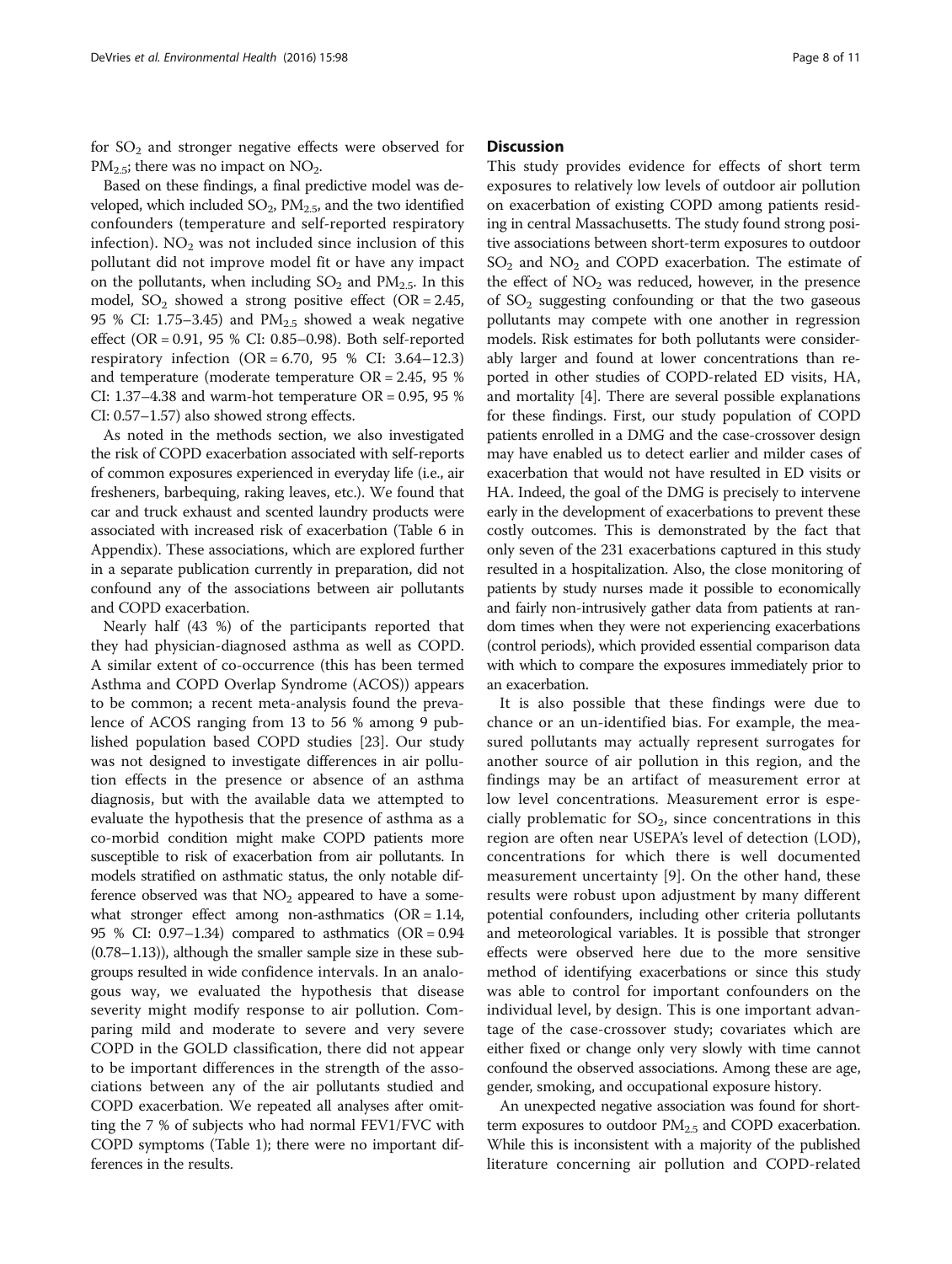for $SO_2$ and stronger negative effects were observed for $PM_{2.5}$; there was no impact on $NO_2$.

Based on these findings, a final predictive model was developed, which included $SO_2$, $PM_{2.5}$, and the two identified confounders (temperature and self-reported respiratory infection). $NO_2$ was not included since inclusion of this pollutant did not improve model fit or have any impact on the pollutants, when including $SO_2$ and $PM_{2.5}$. In this model, $SO_2$ showed a strong positive effect (OR = 2.45, 95 % CI: 1.75–3.45) and $PM_{2.5}$ showed a weak negative effect (OR = 0.91, 95 % CI: 0.85–0.98). Both self-reported respiratory infection (OR = 6.70, 95 % CI: 3.64–12.3) and temperature (moderate temperature OR = 2.45, 95 % CI: 1.37–4.38 and warm-hot temperature OR = 0.95, 95 % CI: 0.57–1.57) also showed strong effects.

As noted in the methods section, we also investigated the risk of COPD exacerbation associated with self-reports of common exposures experienced in everyday life (i.e., air fresheners, barbequing, raking leaves, etc.). We found that car and truck exhaust and scented laundry products were associated with increased risk of exacerbation (Table 6 in Appendix). These associations, which are explored further in a separate publication currently in preparation, did not confound any of the associations between air pollutants and COPD exacerbation.

Nearly half (43 %) of the participants reported that they had physician-diagnosed asthma as well as COPD. A similar extent of co-occurrence (this has been termed Asthma and COPD Overlap Syndrome (ACOS)) appears to be common; a recent meta-analysis found the prevalence of ACOS ranging from 13 to 56 % among 9 published population based COPD studies [23]. Our study was not designed to investigate differences in air pollution effects in the presence or absence of an asthma diagnosis, but with the available data we attempted to evaluate the hypothesis that the presence of asthma as a co-morbid condition might make COPD patients more susceptible to risk of exacerbation from air pollutants. In models stratified on asthmatic status, the only notable difference observed was that $NO_2$ appeared to have a somewhat stronger effect among non-asthmatics (OR = 1.14, 95 % CI: 0.97–1.34) compared to asthmatics (OR = 0.94 (0.78–1.13)), although the smaller sample size in these subgroups resulted in wide confidence intervals. In an analogous way, we evaluated the hypothesis that disease severity might modify response to air pollution. Comparing mild and moderate to severe and very severe COPD in the GOLD classification, there did not appear to be important differences in the strength of the associations between any of the air pollutants studied and COPD exacerbation. We repeated all analyses after omitting the 7 % of subjects who had normal FEV1/FVC with COPD symptoms (Table 1); there were no important differences in the results.

## Discussion

This study provides evidence for effects of short term exposures to relatively low levels of outdoor air pollution on exacerbation of existing COPD among patients residing in central Massachusetts. The study found strong positive associations between short-term exposures to outdoor $SO_2$ and $NO_2$ and COPD exacerbation. The estimate of the effect of $NO_2$ was reduced, however, in the presence of $SO_2$ suggesting confounding or that the two gaseous pollutants may compete with one another in regression models. Risk estimates for both pollutants were considerably larger and found at lower concentrations than reported in other studies of COPD-related ED visits, HA, and mortality [4]. There are several possible explanations for these findings. First, our study population of COPD patients enrolled in a DMG and the case-crossover design may have enabled us to detect earlier and milder cases of exacerbation that would not have resulted in ED visits or HA. Indeed, the goal of the DMG is precisely to intervene early in the development of exacerbations to prevent these costly outcomes. This is demonstrated by the fact that only seven of the 231 exacerbations captured in this study resulted in a hospitalization. Also, the close monitoring of patients by study nurses made it possible to economically and fairly non-intrusively gather data from patients at random times when they were not experiencing exacerbations (control periods), which provided essential comparison data with which to compare the exposures immediately prior to an exacerbation.

It is also possible that these findings were due to chance or an un-identified bias. For example, the measured pollutants may actually represent surrogates for another source of air pollution in this region, and the findings may be an artifact of measurement error at low level concentrations. Measurement error is especially problematic for $SO_2$, since concentrations in this region are often near USEPA's level of detection (LOD), concentrations for which there is well documented measurement uncertainty [9]. On the other hand, these results were robust upon adjustment by many different potential confounders, including other criteria pollutants and meteorological variables. It is possible that stronger effects were observed here due to the more sensitive method of identifying exacerbations or since this study was able to control for important confounders on the individual level, by design. This is one important advantage of the case-crossover study; covariates which are either fixed or change only very slowly with time cannot confound the observed associations. Among these are age, gender, smoking, and occupational exposure history.

An unexpected negative association was found for short-term exposures to outdoor $PM_{2.5}$ and COPD exacerbation. While this is inconsistent with a majority of the published literature concerning air pollution and COPD-related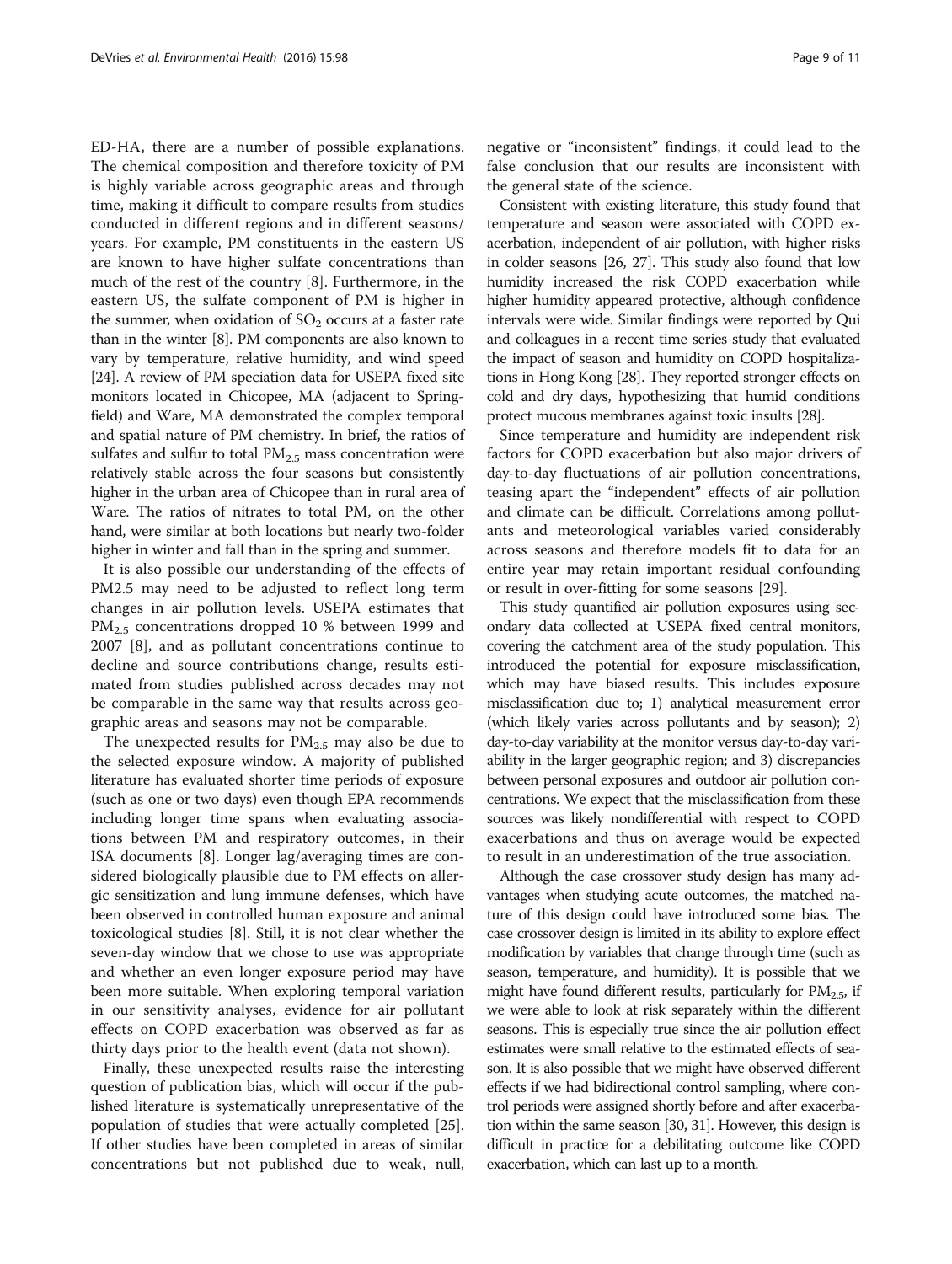ED-HA, there are a number of possible explanations. The chemical composition and therefore toxicity of PM is highly variable across geographic areas and through time, making it difficult to compare results from studies conducted in different regions and in different seasons/years. For example, PM constituents in the eastern US are known to have higher sulfate concentrations than much of the rest of the country [8]. Furthermore, in the eastern US, the sulfate component of PM is higher in the summer, when oxidation of $SO_2$ occurs at a faster rate than in the winter [8]. PM components are also known to vary by temperature, relative humidity, and wind speed [24]. A review of PM speciation data for USEPA fixed site monitors located in Chicopee, MA (adjacent to Springfield) and Ware, MA demonstrated the complex temporal and spatial nature of PM chemistry. In brief, the ratios of sulfates and sulfur to total $PM_{2.5}$ mass concentration were relatively stable across the four seasons but consistently higher in the urban area of Chicopee than in rural area of Ware. The ratios of nitrates to total PM, on the other hand, were similar at both locations but nearly two-folder higher in winter and fall than in the spring and summer.

It is also possible our understanding of the effects of PM2.5 may need to be adjusted to reflect long term changes in air pollution levels. USEPA estimates that $PM_{2.5}$ concentrations dropped 10 % between 1999 and 2007 [8], and as pollutant concentrations continue to decline and source contributions change, results estimated from studies published across decades may not be comparable in the same way that results across geographic areas and seasons may not be comparable.

The unexpected results for $PM_{2.5}$ may also be due to the selected exposure window. A majority of published literature has evaluated shorter time periods of exposure (such as one or two days) even though EPA recommends including longer time spans when evaluating associations between PM and respiratory outcomes, in their ISA documents [8]. Longer lag/averaging times are considered biologically plausible due to PM effects on allergic sensitization and lung immune defenses, which have been observed in controlled human exposure and animal toxicological studies [8]. Still, it is not clear whether the seven-day window that we chose to use was appropriate and whether an even longer exposure period may have been more suitable. When exploring temporal variation in our sensitivity analyses, evidence for air pollutant effects on COPD exacerbation was observed as far as thirty days prior to the health event (data not shown).

Finally, these unexpected results raise the interesting question of publication bias, which will occur if the published literature is systematically unrepresentative of the population of studies that were actually completed [25]. If other studies have been completed in areas of similar concentrations but not published due to weak, null, negative or "inconsistent" findings, it could lead to the false conclusion that our results are inconsistent with the general state of the science.

Consistent with existing literature, this study found that temperature and season were associated with COPD exacerbation, independent of air pollution, with higher risks in colder seasons [26, 27]. This study also found that low humidity increased the risk COPD exacerbation while higher humidity appeared protective, although confidence intervals were wide. Similar findings were reported by Qui and colleagues in a recent time series study that evaluated the impact of season and humidity on COPD hospitalizations in Hong Kong [28]. They reported stronger effects on cold and dry days, hypothesizing that humid conditions protect mucous membranes against toxic insults [28].

Since temperature and humidity are independent risk factors for COPD exacerbation but also major drivers of day-to-day fluctuations of air pollution concentrations, teasing apart the "independent" effects of air pollution and climate can be difficult. Correlations among pollutants and meteorological variables varied considerably across seasons and therefore models fit to data for an entire year may retain important residual confounding or result in over-fitting for some seasons [29].

This study quantified air pollution exposures using secondary data collected at USEPA fixed central monitors, covering the catchment area of the study population. This introduced the potential for exposure misclassification, which may have biased results. This includes exposure misclassification due to; 1) analytical measurement error (which likely varies across pollutants and by season); 2) day-to-day variability at the monitor versus day-to-day variability in the larger geographic region; and 3) discrepancies between personal exposures and outdoor air pollution concentrations. We expect that the misclassification from these sources was likely nondifferential with respect to COPD exacerbations and thus on average would be expected to result in an underestimation of the true association.

Although the case crossover study design has many advantages when studying acute outcomes, the matched nature of this design could have introduced some bias. The case crossover design is limited in its ability to explore effect modification by variables that change through time (such as season, temperature, and humidity). It is possible that we might have found different results, particularly for $PM_{2.5}$, if we were able to look at risk separately within the different seasons. This is especially true since the air pollution effect estimates were small relative to the estimated effects of season. It is also possible that we might have observed different effects if we had bidirectional control sampling, where control periods were assigned shortly before and after exacerbation within the same season [30, 31]. However, this design is difficult in practice for a debilitating outcome like COPD exacerbation, which can last up to a month.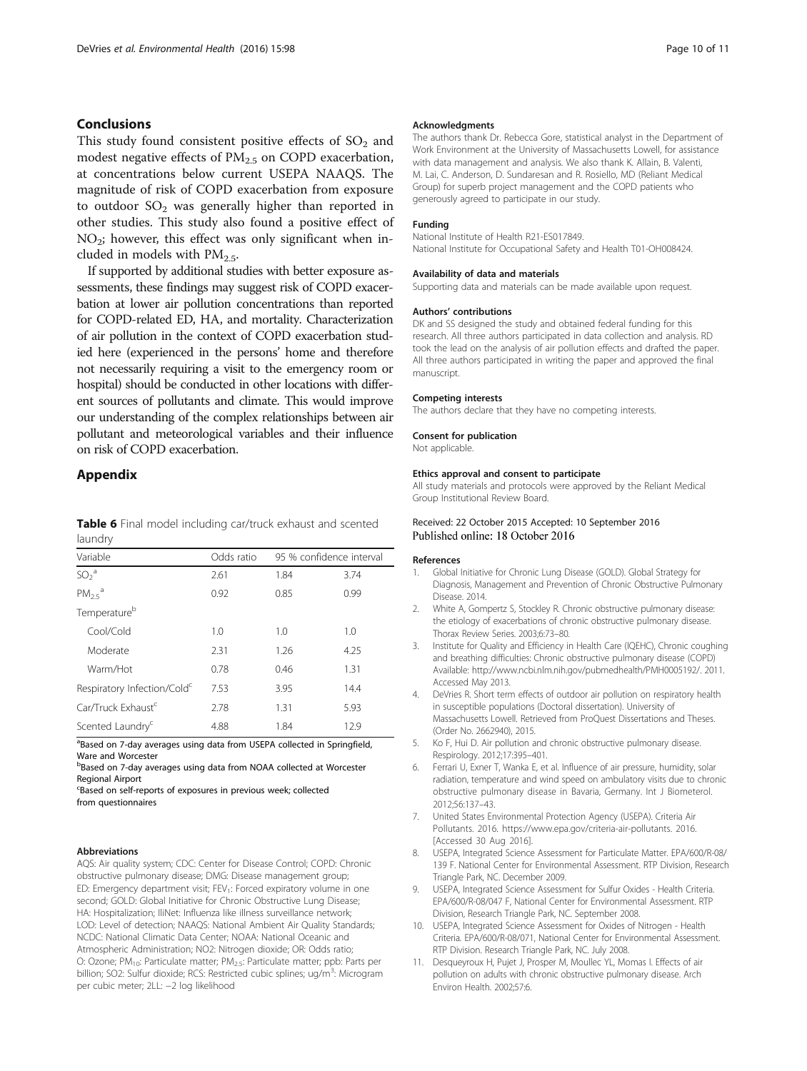## Conclusions

This study found consistent positive effects of $SO_2$ and modest negative effects of $PM_{2.5}$ on COPD exacerbation, at concentrations below current USEPA NAAQS. The magnitude of risk of COPD exacerbation from exposure to outdoor $SO_2$ was generally higher than reported in other studies. This study also found a positive effect of $NO_2$; however, this effect was only significant when included in models with $PM_{2.5}$.

If supported by additional studies with better exposure assessments, these findings may suggest risk of COPD exacerbation at lower air pollution concentrations than reported for COPD-related ED, HA, and mortality. Characterization of air pollution in the context of COPD exacerbation studied here (experienced in the persons' home and therefore not necessarily requiring a visit to the emergency room or hospital) should be conducted in other locations with different sources of pollutants and climate. This would improve our understanding of the complex relationships between air pollutant and meteorological variables and their influence on risk of COPD exacerbation.

## Appendix

**Table 6** Final model including car/truck exhaust and scented laundry

| Variable | Odds ratio | 95 % confidence interval | |
|---|---|---|---|
| $SO_2$[a] | 2.61 | 1.84 | 3.74 |
| $PM_{2.5}$[a] | 0.92 | 0.85 | 0.99 |
| Temperature[b] | | | |
| Cool/Cold | 1.0 | 1.0 | 1.0 |
| Moderate | 2.31 | 1.26 | 4.25 |
| Warm/Hot | 0.78 | 0.46 | 1.31 |
| Respiratory Infection/Cold[c] | 7.53 | 3.95 | 14.4 |
| Car/Truck Exhaust[c] | 2.78 | 1.31 | 5.93 |
| Scented Laundry[c] | 4.88 | 1.84 | 12.9 |

[a]Based on 7-day averages using data from USEPA collected in Springfield, Ware and Worcester
[b]Based on 7-day averages using data from NOAA collected at Worcester Regional Airport
[c]Based on self-reports of exposures in previous week; collected from questionnaires

#### Abbreviations

AQS: Air quality system; CDC: Center for Disease Control; COPD: Chronic obstructive pulmonary disease; DMG: Disease management group; ED: Emergency department visit; $FEV_1$: Forced expiratory volume in one second; GOLD: Global Initiative for Chronic Obstructive Lung Disease; HA: Hospitalization; IliNet: Influenza like illness surveillance network; LOD: Level of detection; NAAQS: National Ambient Air Quality Standards; NCDC: National Climatic Data Center; NOAA: National Oceanic and Atmospheric Administration; NO2: Nitrogen dioxide; OR: Odds ratio; O: Ozone; $PM_{10}$: Particulate matter; $PM_{2.5}$: Particulate matter; ppb: Parts per billion; SO2: Sulfur dioxide; RCS: Restricted cubic splines; ug/m$^3$: Microgram per cubic meter; 2LL: −2 log likelihood

#### Acknowledgments

The authors thank Dr. Rebecca Gore, statistical analyst in the Department of Work Environment at the University of Massachusetts Lowell, for assistance with data management and analysis. We also thank K. Allain, B. Valenti, M. Lai, C. Anderson, D. Sundaresan and R. Rosiello, MD (Reliant Medical Group) for superb project management and the COPD patients who generously agreed to participate in our study.

#### Funding

National Institute of Health R21-ES017849.
National Institute for Occupational Safety and Health T01-OH008424.

#### Availability of data and materials

Supporting data and materials can be made available upon request.

#### Authors' contributions

DK and SS designed the study and obtained federal funding for this research. All three authors participated in data collection and analysis. RD took the lead on the analysis of air pollution effects and drafted the paper. All three authors participated in writing the paper and approved the final manuscript.

#### Competing interests

The authors declare that they have no competing interests.

#### Consent for publication

Not applicable.

#### Ethics approval and consent to participate

All study materials and protocols were approved by the Reliant Medical Group Institutional Review Board.

Received: 22 October 2015 Accepted: 10 September 2016
Published online: 18 October 2016

#### References

1. Global Initiative for Chronic Lung Disease (GOLD). Global Strategy for Diagnosis, Management and Prevention of Chronic Obstructive Pulmonary Disease. 2014.
2. White A, Gompertz S, Stockley R. Chronic obstructive pulmonary disease: the etiology of exacerbations of chronic obstructive pulmonary disease. Thorax Review Series. 2003;6:73–80.
3. Institute for Quality and Efficiency in Health Care (IQEHC), Chronic coughing and breathing difficulties: Chronic obstructive pulmonary disease (COPD) Available: http://www.ncbi.nlm.nih.gov/pubmedhealth/PMH0005192/. 2011. Accessed May 2013.
4. DeVries R. Short term effects of outdoor air pollution on respiratory health in susceptible populations (Doctoral dissertation). University of Massachusetts Lowell. Retrieved from ProQuest Dissertations and Theses. (Order No. 2662940), 2015.
5. Ko F, Hui D. Air pollution and chronic obstructive pulmonary disease. Respirology. 2012;17:395–401.
6. Ferrari U, Exner T, Wanka E, et al. Influence of air pressure, humidity, solar radiation, temperature and wind speed on ambulatory visits due to chronic obstructive pulmonary disease in Bavaria, Germany. Int J Biometerol. 2012;56:137–43.
7. United States Environmental Protection Agency (USEPA). Criteria Air Pollutants. 2016. https://www.epa.gov/criteria-air-pollutants. 2016. [Accessed 30 Aug 2016].
8. USEPA, Integrated Science Assessment for Particulate Matter. EPA/600/R-08/139 F. National Center for Environmental Assessment. RTP Division, Research Triangle Park, NC. December 2009.
9. USEPA, Integrated Science Assessment for Sulfur Oxides - Health Criteria. EPA/600/R-08/047 F, National Center for Environmental Assessment. RTP Division, Research Triangle Park, NC. September 2008.
10. USEPA, Integrated Science Assessment for Oxides of Nitrogen - Health Criteria. EPA/600/R-08/071, National Center for Environmental Assessment. RTP Division. Research Triangle Park, NC. July 2008.
11. Desqueyroux H, Pujet J, Prosper M, Moullec YL, Momas I. Effects of air pollution on adults with chronic obstructive pulmonary disease. Arch Environ Health. 2002;57:6.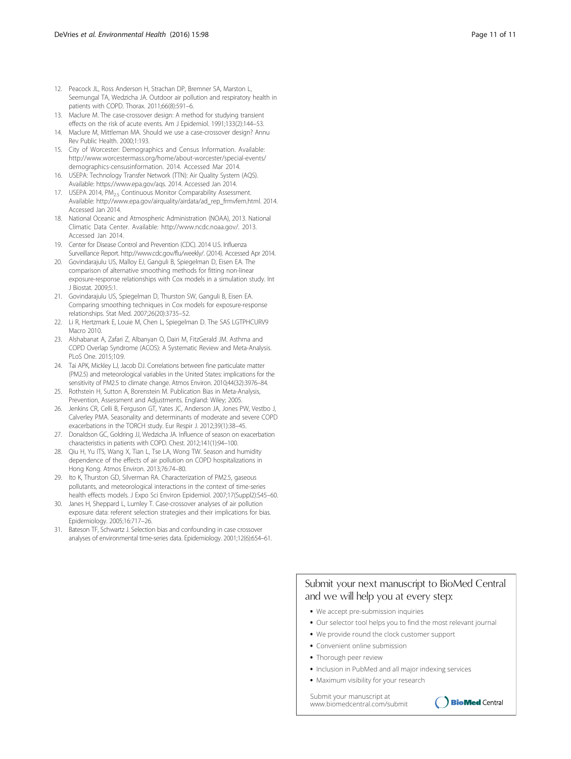12. Peacock JL, Ross Anderson H, Strachan DP, Bremner SA, Marston L, Seemungal TA, Wedzicha JA. Outdoor air pollution and respiratory health in patients with COPD. Thorax. 2011;66(8):591–6.
13. Maclure M. The case-crossover design: A method for studying transient effects on the risk of acute events. Am J Epidemiol. 1991;133(2):144–53.
14. Maclure M, Mittleman MA. Should we use a case-crossover design? Annu Rev Public Health. 2000;1:193.
15. City of Worcester: Demographics and Census Information. Available: http://www.worcestermass.org/home/about-worcester/special-events/demographics-censusinformation. 2014. Accessed Mar 2014.
16. USEPA: Technology Transfer Network (TTN): Air Quality System (AQS). Available: https://www.epa.gov/aqs. 2014. Accessed Jan 2014.
17. USEPA 2014, $PM_{2.5}$ Continuous Monitor Comparability Assessment. Available: http://www.epa.gov/airquality/airdata/ad_rep_frmvfem.html. 2014. Accessed Jan 2014.
18. National Oceanic and Atmospheric Administration (NOAA), 2013. National Climatic Data Center. Available: http://www.ncdc.noaa.gov/. 2013. Accessed Jan 2014.
19. Center for Disease Control and Prevention (CDC). 2014 U.S. Influenza Surveillance Report. http://www.cdc.gov/flu/weekly/. (2014). Accessed Apr 2014.
20. Govindarajulu US, Malloy EJ, Ganguli B, Spiegelman D, Eisen EA. The comparison of alternative smoothing methods for fitting non-linear exposure-response relationships with Cox models in a simulation study. Int J Biostat. 2009;5:1.
21. Govindarajulu US, Spiegelman D, Thurston SW, Ganguli B, Eisen EA. Comparing smoothing techniques in Cox models for exposure-response relationships. Stat Med. 2007;26(20):3735–52.
22. Li R, Hertzmark E, Louie M, Chen L, Spiegelman D. The SAS LGTPHCURV9 Macro 2010.
23. Alshabanat A, Zafari Z, Albanyan O, Dairi M, FitzGerald JM. Asthma and COPD Overlap Syndrome (ACOS): A Systematic Review and Meta-Analysis. PLoS One. 2015;10:9.
24. Tai APK, Mickley LJ, Jacob DJ. Correlations between fine particulate matter (PM2.5) and meteorological variables in the United States: implications for the sensitivity of PM2.5 to climate change. Atmos Environ. 2010;44(32):3976–84.
25. Rothstein H, Sutton A, Borenstein M. Publication Bias in Meta-Analysis, Prevention, Assessment and Adjustments. England: Wiley; 2005.
26. Jenkins CR, Celli B, Ferguson GT, Yates JC, Anderson JA, Jones PW, Vestbo J, Calverley PMA. Seasonality and determinants of moderate and severe COPD exacerbations in the TORCH study. Eur Respir J. 2012;39(1):38–45.
27. Donaldson GC, Goldring JJ, Wedzicha JA. Influence of season on exacerbation characteristics in patients with COPD. Chest. 2012;141(1):94–100.
28. Qiu H, Yu ITS, Wang X, Tian L, Tse LA, Wong TW. Season and humidity dependence of the effects of air pollution on COPD hospitalizations in Hong Kong. Atmos Environ. 2013;76:74–80.
29. Ito K, Thurston GD, Silverman RA. Characterization of PM2.5, gaseous pollutants, and meteorological interactions in the context of time-series health effects models. J Expo Sci Environ Epidemiol. 2007;17(Suppl2):S45–60.
30. Janes H, Sheppard L, Lumley T. Case-crossover analyses of air pollution exposure data: referent selection strategies and their implications for bias. Epidemiology. 2005;16:717–26.
31. Bateson TF, Schwartz J. Selection bias and confounding in case crossover analyses of environmental time-series data. Epidemiology. 2001;12(6):654–61.

Submit your next manuscript to BioMed Central and we will help you at every step:

- We accept pre-submission inquiries
- Our selector tool helps you to find the most relevant journal
- We provide round the clock customer support
- Convenient online submission
- Thorough peer review
- Inclusion in PubMed and all major indexing services
- Maximum visibility for your research

Submit your manuscript at
www.biomedcentral.com/submit

BioMed Central